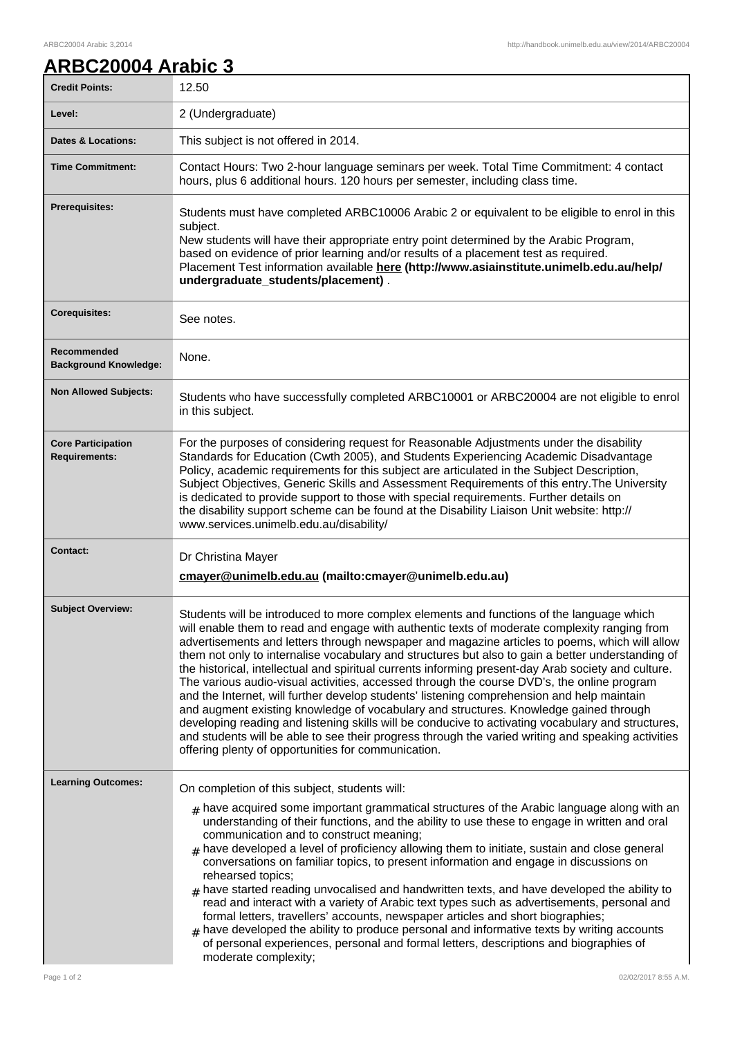# ARBC20004 Arabic 3

| | |
|---|---|
| **Credit Points:** | 12.50 |
| **Level:** | 2 (Undergraduate) |
| **Dates & Locations:** | This subject is not offered in 2014. |
| **Time Commitment:** | Contact Hours: Two 2-hour language seminars per week. Total Time Commitment: 4 contact hours, plus 6 additional hours. 120 hours per semester, including class time. |
| **Prerequisites:** | Students must have completed ARBC10006 Arabic 2 or equivalent to be eligible to enrol in this subject.<br>New students will have their appropriate entry point determined by the Arabic Program, based on evidence of prior learning and/or results of a placement test as required.<br>Placement Test information available **here (http://www.asiainstitute.unimelb.edu.au/help/undergraduate_students/placement)** . |
| **Corequisites:** | See notes. |
| **Recommended Background Knowledge:** | None. |
| **Non Allowed Subjects:** | Students who have successfully completed ARBC10001 or ARBC20004 are not eligible to enrol in this subject. |
| **Core Participation Requirements:** | For the purposes of considering request for Reasonable Adjustments under the disability Standards for Education (Cwth 2005), and Students Experiencing Academic Disadvantage Policy, academic requirements for this subject are articulated in the Subject Description, Subject Objectives, Generic Skills and Assessment Requirements of this entry.The University is dedicated to provide support to those with special requirements. Further details on the disability support scheme can be found at the Disability Liaison Unit website: http://www.services.unimelb.edu.au/disability/ |
| **Contact:** | Dr Christina Mayer<br>**cmayer@unimelb.edu.au (mailto:cmayer@unimelb.edu.au)** |
| **Subject Overview:** | Students will be introduced to more complex elements and functions of the language which will enable them to read and engage with authentic texts of moderate complexity ranging from advertisements and letters through newspaper and magazine articles to poems, which will allow them not only to internalise vocabulary and structures but also to gain a better understanding of the historical, intellectual and spiritual currents informing present-day Arab society and culture. The various audio-visual activities, accessed through the course DVD's, the online program and the Internet, will further develop students' listening comprehension and help maintain and augment existing knowledge of vocabulary and structures. Knowledge gained through developing reading and listening skills will be conducive to activating vocabulary and structures, and students will be able to see their progress through the varied writing and speaking activities offering plenty of opportunities for communication. |
| **Learning Outcomes:** | On completion of this subject, students will:<br># have acquired some important grammatical structures of the Arabic language along with an understanding of their functions, and the ability to use these to engage in written and oral communication and to construct meaning;<br># have developed a level of proficiency allowing them to initiate, sustain and close general conversations on familiar topics, to present information and engage in discussions on rehearsed topics;<br># have started reading unvocalised and handwritten texts, and have developed the ability to read and interact with a variety of Arabic text types such as advertisements, personal and formal letters, travellers' accounts, newspaper articles and short biographies;<br># have developed the ability to produce personal and informative texts by writing accounts of personal experiences, personal and formal letters, descriptions and biographies of moderate complexity; |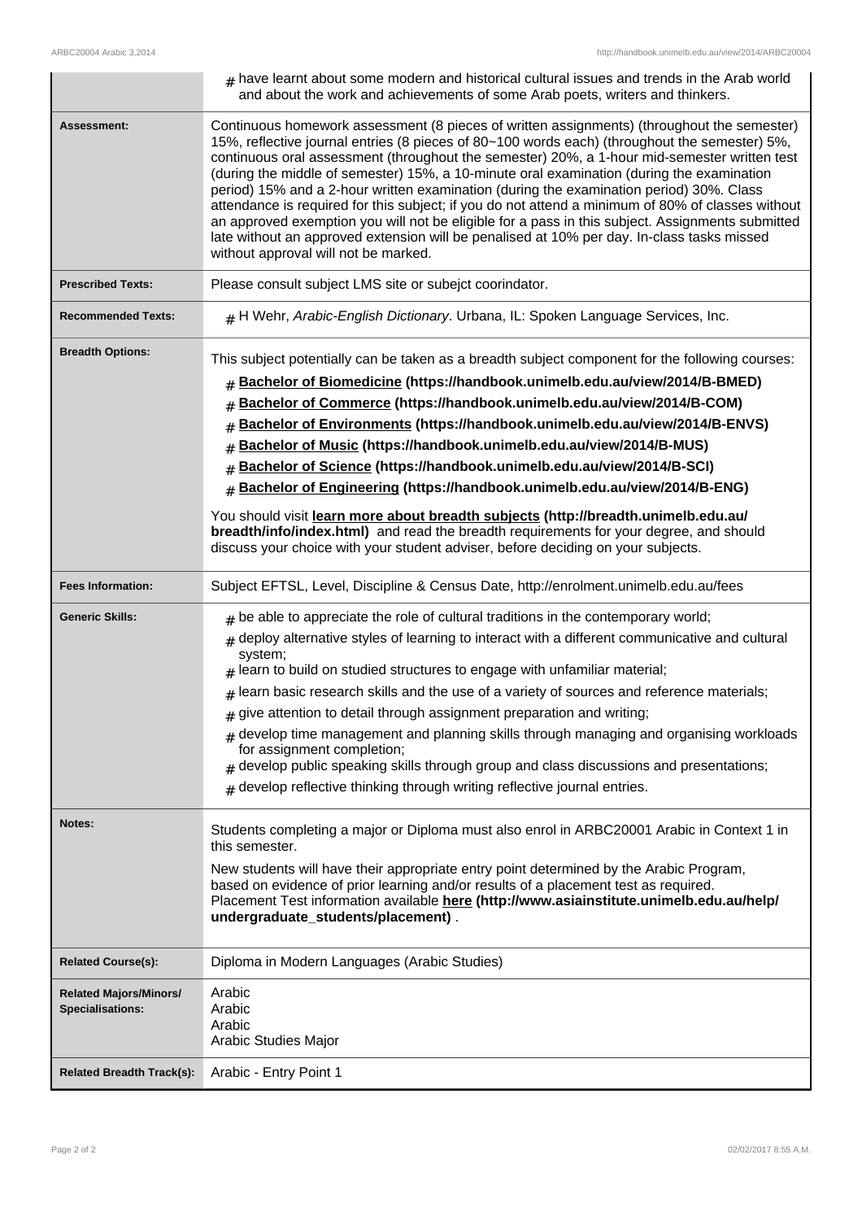| | |
|---|---|
| | # have learnt about some modern and historical cultural issues and trends in the Arab world and about the work and achievements of some Arab poets, writers and thinkers. |
| **Assessment:** | Continuous homework assessment (8 pieces of written assignments) (throughout the semester) 15%, reflective journal entries (8 pieces of 80~100 words each) (throughout the semester) 5%, continuous oral assessment (throughout the semester) 20%, a 1-hour mid-semester written test (during the middle of semester) 15%, a 10-minute oral examination (during the examination period) 15% and a 2-hour written examination (during the examination period) 30%. Class attendance is required for this subject; if you do not attend a minimum of 80% of classes without an approved exemption you will not be eligible for a pass in this subject. Assignments submitted late without an approved extension will be penalised at 10% per day. In-class tasks missed without approval will not be marked. |
| **Prescribed Texts:** | Please consult subject LMS site or subejct coorindator. |
| **Recommended Texts:** | # H Wehr, *Arabic-English Dictionary*. Urbana, IL: Spoken Language Services, Inc. |
| **Breadth Options:** | This subject potentially can be taken as a breadth subject component for the following courses:<br># **Bachelor of Biomedicine (https://handbook.unimelb.edu.au/view/2014/B-BMED)**<br># **Bachelor of Commerce (https://handbook.unimelb.edu.au/view/2014/B-COM)**<br># **Bachelor of Environments (https://handbook.unimelb.edu.au/view/2014/B-ENVS)**<br># **Bachelor of Music (https://handbook.unimelb.edu.au/view/2014/B-MUS)**<br># **Bachelor of Science (https://handbook.unimelb.edu.au/view/2014/B-SCI)**<br># **Bachelor of Engineering (https://handbook.unimelb.edu.au/view/2014/B-ENG)**<br>You should visit **learn more about breadth subjects (http://breadth.unimelb.edu.au/breadth/info/index.html)** and read the breadth requirements for your degree, and should discuss your choice with your student adviser, before deciding on your subjects. |
| **Fees Information:** | Subject EFTSL, Level, Discipline & Census Date, http://enrolment.unimelb.edu.au/fees |
| **Generic Skills:** | # be able to appreciate the role of cultural traditions in the contemporary world;<br># deploy alternative styles of learning to interact with a different communicative and cultural system;<br># learn to build on studied structures to engage with unfamiliar material;<br># learn basic research skills and the use of a variety of sources and reference materials;<br># give attention to detail through assignment preparation and writing;<br># develop time management and planning skills through managing and organising workloads for assignment completion;<br># develop public speaking skills through group and class discussions and presentations;<br># develop reflective thinking through writing reflective journal entries. |
| **Notes:** | Students completing a major or Diploma must also enrol in ARBC20001 Arabic in Context 1 in this semester.<br>New students will have their appropriate entry point determined by the Arabic Program, based on evidence of prior learning and/or results of a placement test as required. Placement Test information available **here (http://www.asiainstitute.unimelb.edu.au/help/undergraduate_students/placement)** . |
| **Related Course(s):** | Diploma in Modern Languages (Arabic Studies) |
| **Related Majors/Minors/ Specialisations:** | Arabic<br>Arabic<br>Arabic<br>Arabic Studies Major |
| **Related Breadth Track(s):** | Arabic - Entry Point 1 |